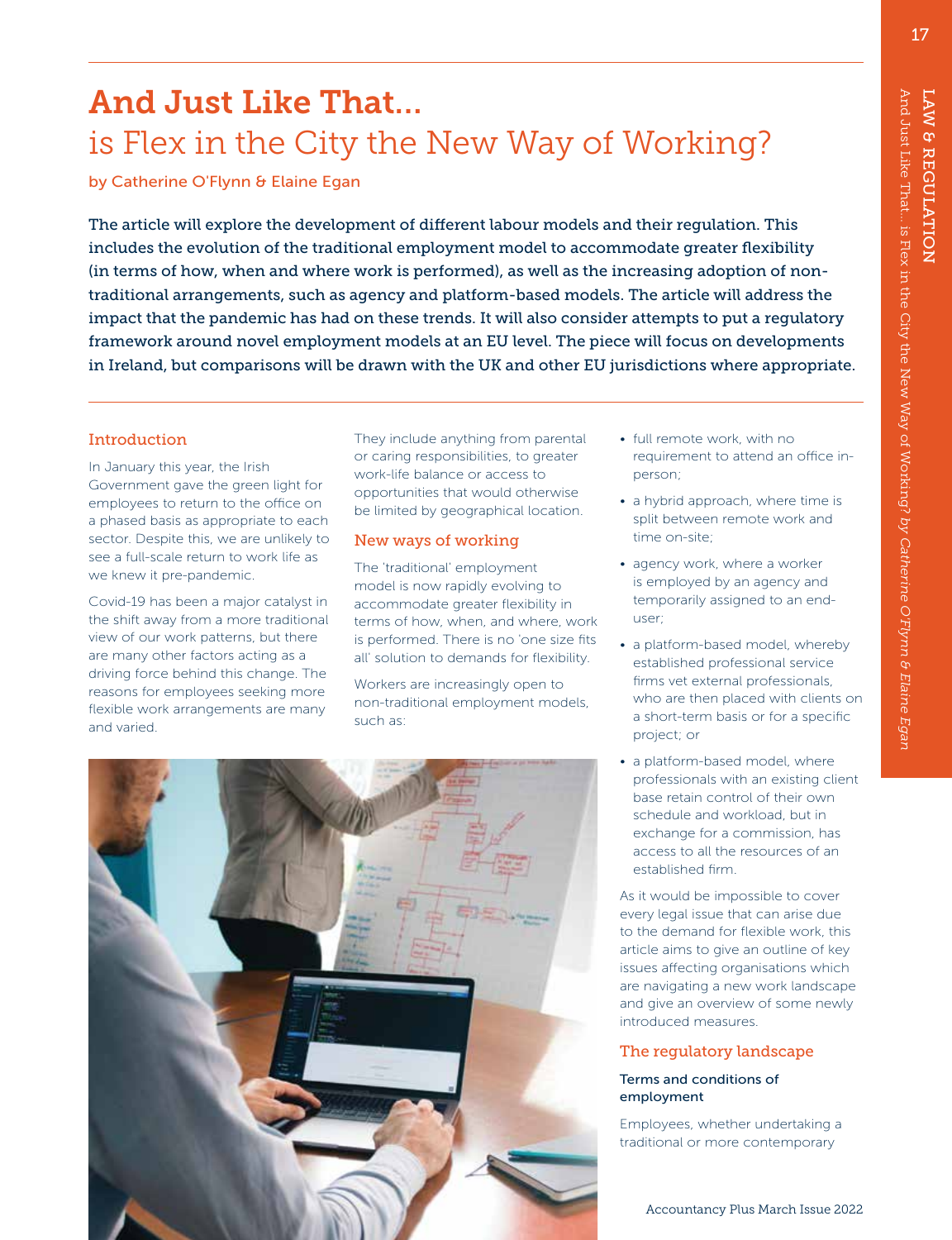# And Just Like That...
## is Flex in the City the New Way of Working?

by Catherine O'Flynn & Elaine Egan

**The article will explore the development of different labour models and their regulation. This includes the evolution of the traditional employment model to accommodate greater flexibility (in terms of how, when and where work is performed), as well as the increasing adoption of non-traditional arrangements, such as agency and platform-based models. The article will address the impact that the pandemic has had on these trends. It will also consider attempts to put a regulatory framework around novel employment models at an EU level. The piece will focus on developments in Ireland, but comparisons will be drawn with the UK and other EU jurisdictions where appropriate.**

### Introduction

In January this year, the Irish Government gave the green light for employees to return to the office on a phased basis as appropriate to each sector. Despite this, we are unlikely to see a full-scale return to work life as we knew it pre-pandemic.

Covid-19 has been a major catalyst in the shift away from a more traditional view of our work patterns, but there are many other factors acting as a driving force behind this change. The reasons for employees seeking more flexible work arrangements are many and varied. They include anything from parental or caring responsibilities, to greater work-life balance or access to opportunities that would otherwise be limited by geographical location.

### New ways of working

The 'traditional' employment model is now rapidly evolving to accommodate greater flexibility in terms of how, when, and where, work is performed. There is no 'one size fits all' solution to demands for flexibility.

Workers are increasingly open to non-traditional employment models, such as:

- full remote work, with no requirement to attend an office in-person;
- a hybrid approach, where time is split between remote work and time on-site;
- agency work, where a worker is employed by an agency and temporarily assigned to an end-user;
- a platform-based model, whereby established professional service firms vet external professionals, who are then placed with clients on a short-term basis or for a specific project; or
- a platform-based model, where professionals with an existing client base retain control of their own schedule and workload, but in exchange for a commission, has access to all the resources of an established firm.

As it would be impossible to cover every legal issue that can arise due to the demand for flexible work, this article aims to give an outline of key issues affecting organisations which are navigating a new work landscape and give an overview of some newly introduced measures.

### The regulatory landscape

#### Terms and conditions of employment

Employees, whether undertaking a traditional or more contemporary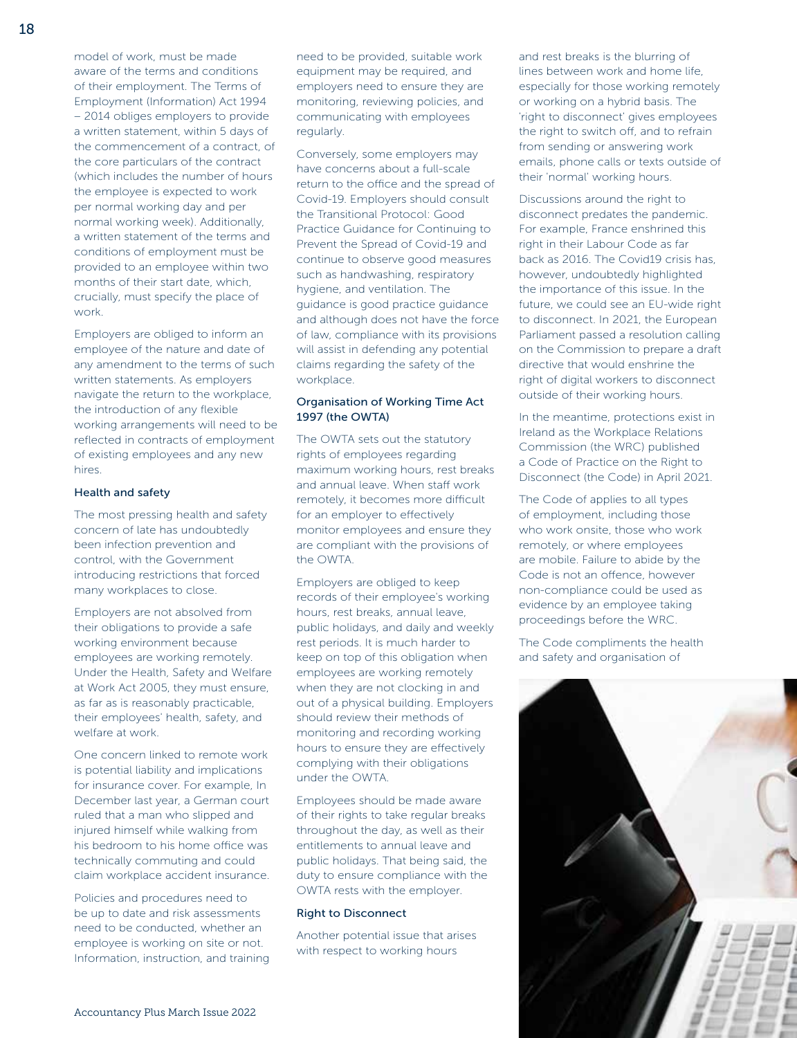model of work, must be made aware of the terms and conditions of their employment. The Terms of Employment (Information) Act 1994 – 2014 obliges employers to provide a written statement, within 5 days of the commencement of a contract, of the core particulars of the contract (which includes the number of hours the employee is expected to work per normal working day and per normal working week). Additionally, a written statement of the terms and conditions of employment must be provided to an employee within two months of their start date, which, crucially, must specify the place of work.

Employers are obliged to inform an employee of the nature and date of any amendment to the terms of such written statements. As employers navigate the return to the workplace, the introduction of any flexible working arrangements will need to be reflected in contracts of employment of existing employees and any new hires.

### Health and safety

The most pressing health and safety concern of late has undoubtedly been infection prevention and control, with the Government introducing restrictions that forced many workplaces to close.

Employers are not absolved from their obligations to provide a safe working environment because employees are working remotely. Under the Health, Safety and Welfare at Work Act 2005, they must ensure, as far as is reasonably practicable, their employees' health, safety, and welfare at work.

One concern linked to remote work is potential liability and implications for insurance cover. For example, In December last year, a German court ruled that a man who slipped and injured himself while walking from his bedroom to his home office was technically commuting and could claim workplace accident insurance.

Policies and procedures need to be up to date and risk assessments need to be conducted, whether an employee is working on site or not. Information, instruction, and training need to be provided, suitable work equipment may be required, and employers need to ensure they are monitoring, reviewing policies, and communicating with employees regularly.

Conversely, some employers may have concerns about a full-scale return to the office and the spread of Covid-19. Employers should consult the Transitional Protocol: Good Practice Guidance for Continuing to Prevent the Spread of Covid-19 and continue to observe good measures such as handwashing, respiratory hygiene, and ventilation. The guidance is good practice guidance and although does not have the force of law, compliance with its provisions will assist in defending any potential claims regarding the safety of the workplace.

### Organisation of Working Time Act 1997 (the OWTA)

The OWTA sets out the statutory rights of employees regarding maximum working hours, rest breaks and annual leave. When staff work remotely, it becomes more difficult for an employer to effectively monitor employees and ensure they are compliant with the provisions of the OWTA.

Employers are obliged to keep records of their employee's working hours, rest breaks, annual leave, public holidays, and daily and weekly rest periods. It is much harder to keep on top of this obligation when employees are working remotely when they are not clocking in and out of a physical building. Employers should review their methods of monitoring and recording working hours to ensure they are effectively complying with their obligations under the OWTA.

Employees should be made aware of their rights to take regular breaks throughout the day, as well as their entitlements to annual leave and public holidays. That being said, the duty to ensure compliance with the OWTA rests with the employer.

### Right to Disconnect

Another potential issue that arises with respect to working hours and rest breaks is the blurring of lines between work and home life, especially for those working remotely or working on a hybrid basis. The 'right to disconnect' gives employees the right to switch off, and to refrain from sending or answering work emails, phone calls or texts outside of their 'normal' working hours.

Discussions around the right to disconnect predates the pandemic. For example, France enshrined this right in their Labour Code as far back as 2016. The Covid19 crisis has, however, undoubtedly highlighted the importance of this issue. In the future, we could see an EU-wide right to disconnect. In 2021, the European Parliament passed a resolution calling on the Commission to prepare a draft directive that would enshrine the right of digital workers to disconnect outside of their working hours.

In the meantime, protections exist in Ireland as the Workplace Relations Commission (the WRC) published a Code of Practice on the Right to Disconnect (the Code) in April 2021.

The Code of applies to all types of employment, including those who work onsite, those who work remotely, or where employees are mobile. Failure to abide by the Code is not an offence, however non-compliance could be used as evidence by an employee taking proceedings before the WRC.

The Code compliments the health and safety and organisation of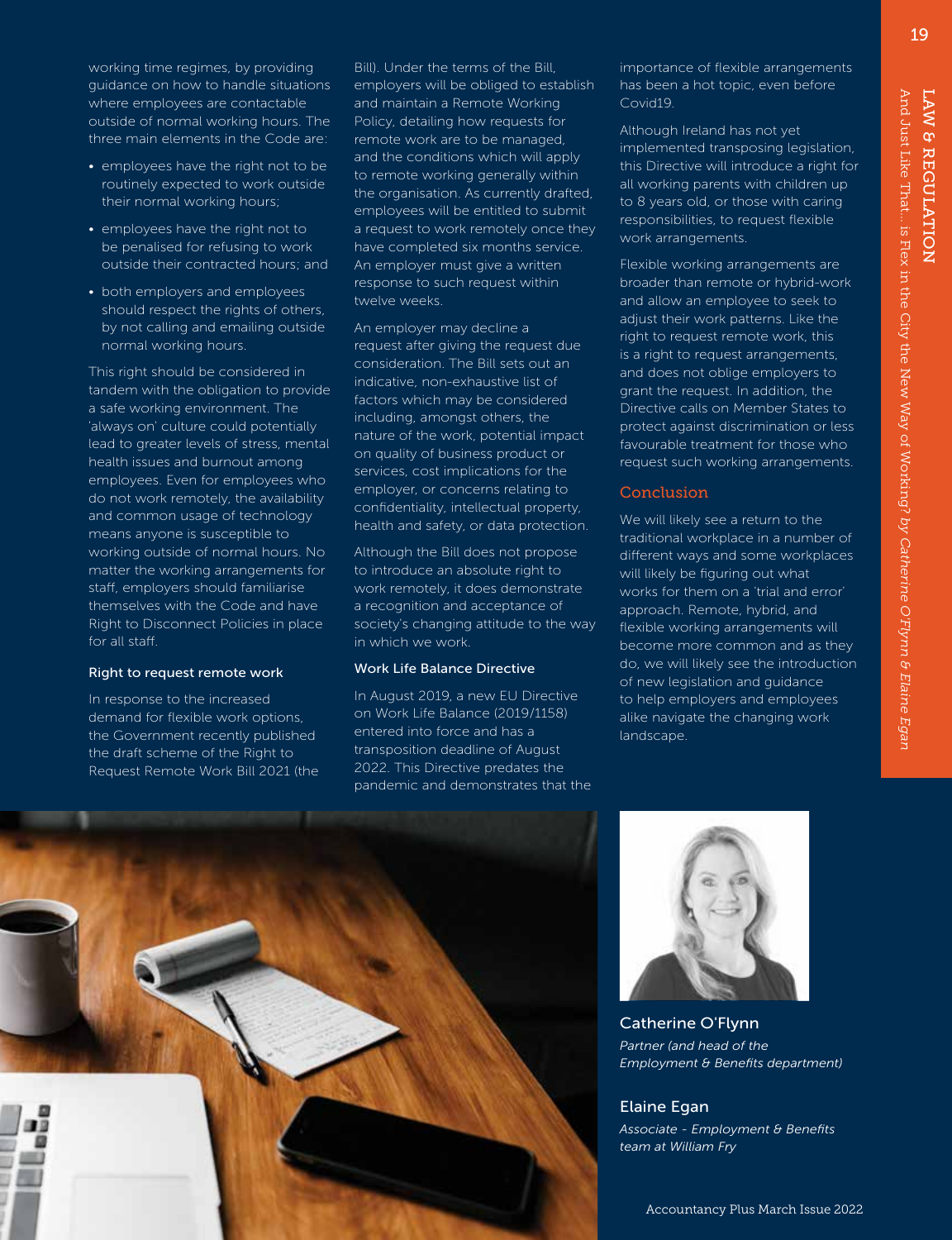working time regimes, by providing guidance on how to handle situations where employees are contactable outside of normal working hours. The three main elements in the Code are:

- employees have the right not to be routinely expected to work outside their normal working hours;
- employees have the right not to be penalised for refusing to work outside their contracted hours; and
- both employers and employees should respect the rights of others, by not calling and emailing outside normal working hours.

This right should be considered in tandem with the obligation to provide a safe working environment. The 'always on' culture could potentially lead to greater levels of stress, mental health issues and burnout among employees. Even for employees who do not work remotely, the availability and common usage of technology means anyone is susceptible to working outside of normal hours. No matter the working arrangements for staff, employers should familiarise themselves with the Code and have Right to Disconnect Policies in place for all staff.

#### Right to request remote work

In response to the increased demand for flexible work options, the Government recently published the draft scheme of the Right to Request Remote Work Bill 2021 (the Bill). Under the terms of the Bill, employers will be obliged to establish and maintain a Remote Working Policy, detailing how requests for remote work are to be managed, and the conditions which will apply to remote working generally within the organisation. As currently drafted, employees will be entitled to submit a request to work remotely once they have completed six months service. An employer must give a written response to such request within twelve weeks.

An employer may decline a request after giving the request due consideration. The Bill sets out an indicative, non-exhaustive list of factors which may be considered including, amongst others, the nature of the work, potential impact on quality of business product or services, cost implications for the employer, or concerns relating to confidentiality, intellectual property, health and safety, or data protection.

Although the Bill does not propose to introduce an absolute right to work remotely, it does demonstrate a recognition and acceptance of society's changing attitude to the way in which we work.

#### Work Life Balance Directive

In August 2019, a new EU Directive on Work Life Balance (2019/1158) entered into force and has a transposition deadline of August 2022. This Directive predates the pandemic and demonstrates that the importance of flexible arrangements has been a hot topic, even before Covid19.

Although Ireland has not yet implemented transposing legislation, this Directive will introduce a right for all working parents with children up to 8 years old, or those with caring responsibilities, to request flexible work arrangements.

Flexible working arrangements are broader than remote or hybrid-work and allow an employee to seek to adjust their work patterns. Like the right to request remote work, this is a right to request arrangements, and does not oblige employers to grant the request. In addition, the Directive calls on Member States to protect against discrimination or less favourable treatment for those who request such working arrangements.

### Conclusion

We will likely see a return to the traditional workplace in a number of different ways and some workplaces will likely be figuring out what works for them on a 'trial and error' approach. Remote, hybrid, and flexible working arrangements will become more common and as they do, we will likely see the introduction of new legislation and guidance to help employers and employees alike navigate the changing work landscape.

**Catherine O'Flynn**
*Partner (and head of the Employment & Benefits department)*

**Elaine Egan**
*Associate - Employment & Benefits team at William Fry*